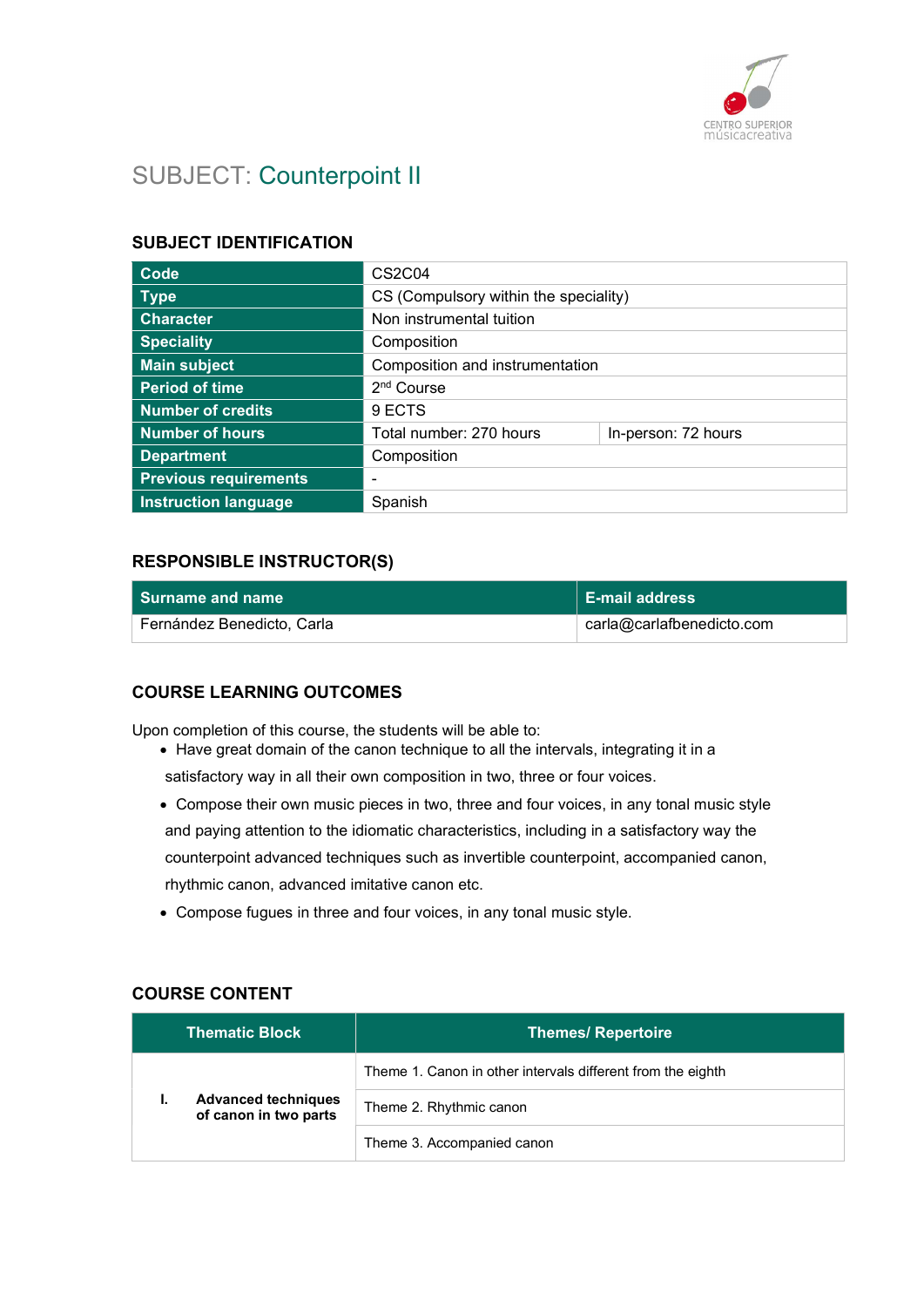# SUBJECT: Counterpoint II

## SUBJECT IDENTIFICATION

| | | |
|---|---|---|
| **Code** | CS2C04 | |
| **Type** | CS (Compulsory within the speciality) | |
| **Character** | Non instrumental tuition | |
| **Speciality** | Composition | |
| **Main subject** | Composition and instrumentation | |
| **Period of time** | 2nd Course | |
| **Number of credits** | 9 ECTS | |
| **Number of hours** | Total number: 270 hours | In-person: 72 hours |
| **Department** | Composition | |
| **Previous requirements** | - | |
| **Instruction language** | Spanish | |

## RESPONSIBLE INSTRUCTOR(S)

| Surname and name | E-mail address |
|---|---|
| Fernández Benedicto, Carla | carla@carlafbenedicto.com |

## COURSE LEARNING OUTCOMES

Upon completion of this course, the students will be able to:

- Have great domain of the canon technique to all the intervals, integrating it in a satisfactory way in all their own composition in two, three or four voices.
- Compose their own music pieces in two, three and four voices, in any tonal music style and paying attention to the idiomatic characteristics, including in a satisfactory way the counterpoint advanced techniques such as invertible counterpoint, accompanied canon, rhythmic canon, advanced imitative canon etc.
- Compose fugues in three and four voices, in any tonal music style.

## COURSE CONTENT

| Thematic Block | Themes/ Repertoire |
|---|---|
| **I. Advanced techniques of canon in two parts** | Theme 1. Canon in other intervals different from the eighth |
| | Theme 2. Rhythmic canon |
| | Theme 3. Accompanied canon |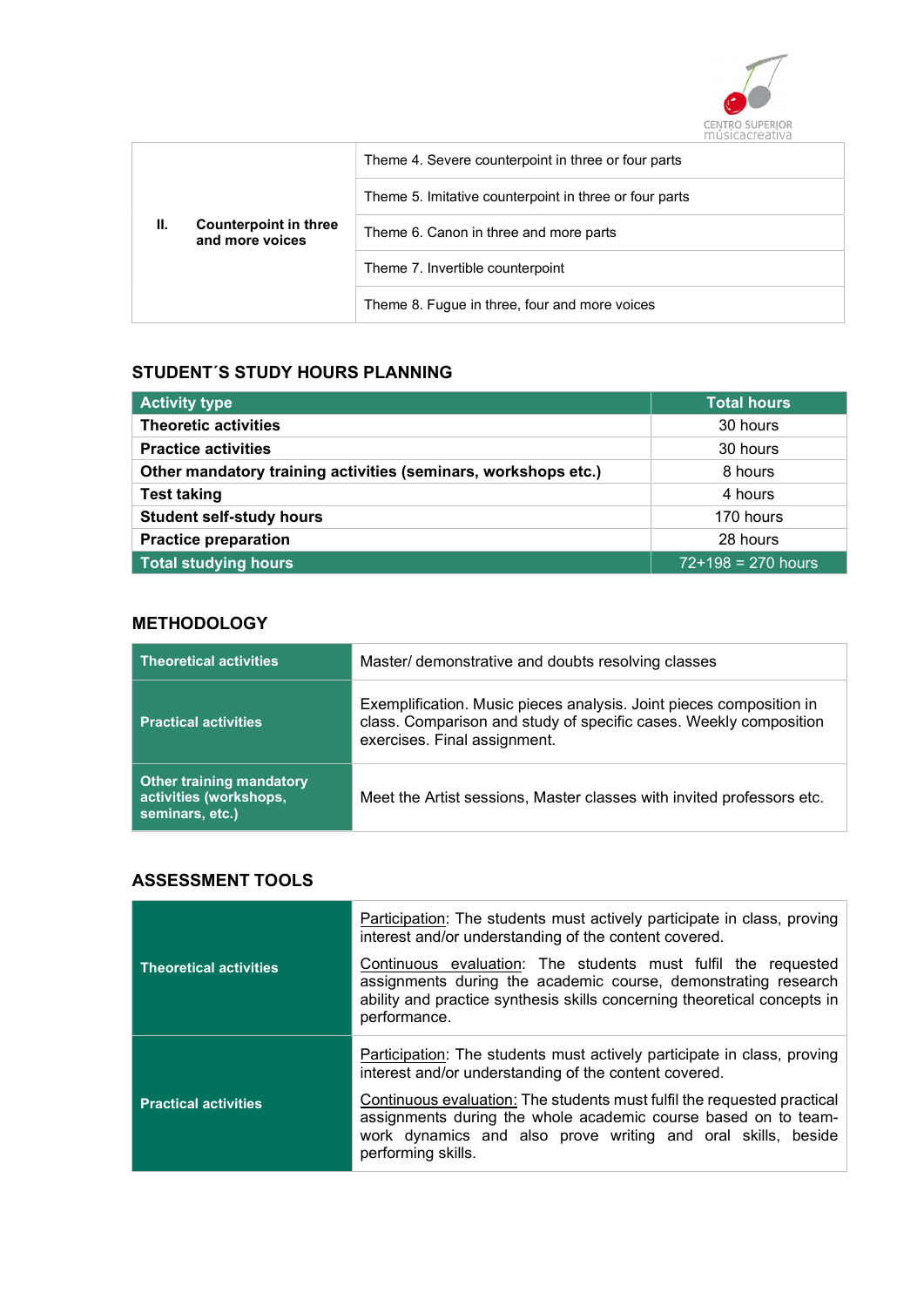| | | |
|---|---|---|
| **II.** | **Counterpoint in three and more voices** | Theme 4. Severe counterpoint in three or four parts |
| | | Theme 5. Imitative counterpoint in three or four parts |
| | | Theme 6. Canon in three and more parts |
| | | Theme 7. Invertible counterpoint |
| | | Theme 8. Fugue in three, four and more voices |

## STUDENT´S STUDY HOURS PLANNING

| Activity type | Total hours |
|---|---|
| **Theoretic activities** | 30 hours |
| **Practice activities** | 30 hours |
| **Other mandatory training activities (seminars, workshops etc.)** | 8 hours |
| **Test taking** | 4 hours |
| **Student self-study hours** | 170 hours |
| **Practice preparation** | 28 hours |
| **Total studying hours** | 72+198 = 270 hours |

## METHODOLOGY

| | |
|---|---|
| **Theoretical activities** | Master/ demonstrative and doubts resolving classes |
| **Practical activities** | Exemplification. Music pieces analysis. Joint pieces composition in class. Comparison and study of specific cases. Weekly composition exercises. Final assignment. |
| **Other training mandatory activities (workshops, seminars, etc.)** | Meet the Artist sessions, Master classes with invited professors etc. |

## ASSESSMENT TOOLS

| | |
|---|---|
| **Theoretical activities** | Participation: The students must actively participate in class, proving interest and/or understanding of the content covered.<br><br>Continuous evaluation: The students must fulfil the requested assignments during the academic course, demonstrating research ability and practice synthesis skills concerning theoretical concepts in performance. |
| **Practical activities** | Participation: The students must actively participate in class, proving interest and/or understanding of the content covered.<br><br>Continuous evaluation: The students must fulfil the requested practical assignments during the whole academic course based on to team-work dynamics and also prove writing and oral skills, beside performing skills. |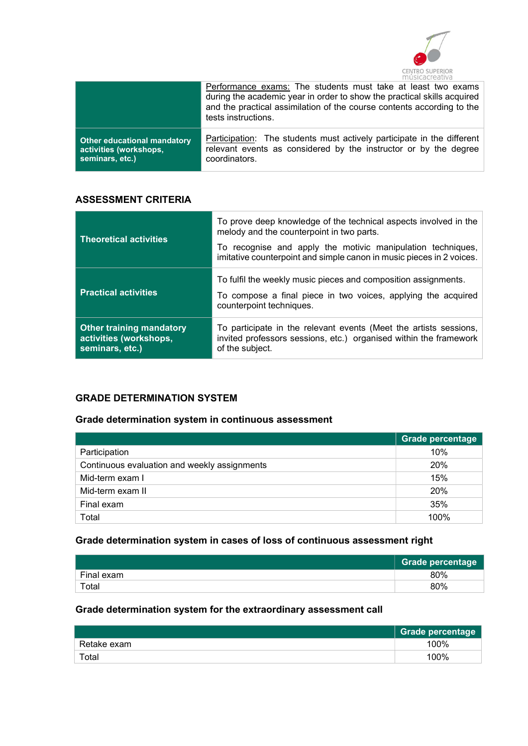| | |
|---|---|
| | Performance exams: The students must take at least two exams during the academic year in order to show the practical skills acquired and the practical assimilation of the course contents according to the tests instructions. |
| **Other educational mandatory activities (workshops, seminars, etc.)** | Participation: The students must actively participate in the different relevant events as considered by the instructor or by the degree coordinators. |

## ASSESSMENT CRITERIA

| | |
|---|---|
| **Theoretical activities** | To prove deep knowledge of the technical aspects involved in the melody and the counterpoint in two parts.<br><br>To recognise and apply the motivic manipulation techniques, imitative counterpoint and simple canon in music pieces in 2 voices. |
| **Practical activities** | To fulfil the weekly music pieces and composition assignments.<br><br>To compose a final piece in two voices, applying the acquired counterpoint techniques. |
| **Other training mandatory activities (workshops, seminars, etc.)** | To participate in the relevant events (Meet the artists sessions, invited professors sessions, etc.) organised within the framework of the subject. |

## GRADE DETERMINATION SYSTEM

### Grade determination system in continuous assessment

| | Grade percentage |
|---|---|
| Participation | 10% |
| Continuous evaluation and weekly assignments | 20% |
| Mid-term exam I | 15% |
| Mid-term exam II | 20% |
| Final exam | 35% |
| Total | 100% |

### Grade determination system in cases of loss of continuous assessment right

| | Grade percentage |
|---|---|
| Final exam | 80% |
| Total | 80% |

### Grade determination system for the extraordinary assessment call

| | Grade percentage |
|---|---|
| Retake exam | 100% |
| Total | 100% |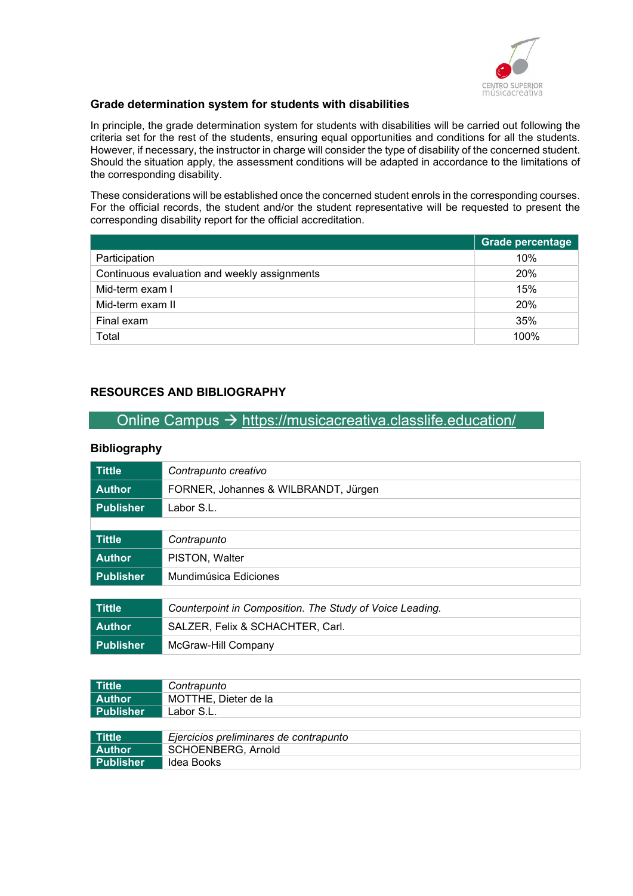### Grade determination system for students with disabilities

In principle, the grade determination system for students with disabilities will be carried out following the criteria set for the rest of the students, ensuring equal opportunities and conditions for all the students. However, if necessary, the instructor in charge will consider the type of disability of the concerned student. Should the situation apply, the assessment conditions will be adapted in accordance to the limitations of the corresponding disability.

These considerations will be established once the concerned student enrols in the corresponding courses. For the official records, the student and/or the student representative will be requested to present the corresponding disability report for the official accreditation.

| | Grade percentage |
|---|---|
| Participation | 10% |
| Continuous evaluation and weekly assignments | 20% |
| Mid-term exam I | 15% |
| Mid-term exam II | 20% |
| Final exam | 35% |
| Total | 100% |

## RESOURCES AND BIBLIOGRAPHY

Online Campus → https://musicacreativa.classlife.education/

### Bibliography

| | |
|---|---|
| **Tittle** | *Contrapunto creativo* |
| **Author** | FORNER, Johannes & WILBRANDT, Jürgen |
| **Publisher** | Labor S.L. |

| | |
|---|---|
| **Tittle** | *Contrapunto* |
| **Author** | PISTON, Walter |
| **Publisher** | Mundimúsica Ediciones |

| | |
|---|---|
| **Tittle** | *Counterpoint in Composition. The Study of Voice Leading.* |
| **Author** | SALZER, Felix & SCHACHTER, Carl. |
| **Publisher** | McGraw-Hill Company |

| | |
|---|---|
| **Tittle** | *Contrapunto* |
| **Author** | MOTTHE, Dieter de la |
| **Publisher** | Labor S.L. |

| | |
|---|---|
| **Tittle** | *Ejercicios preliminares de contrapunto* |
| **Author** | SCHOENBERG, Arnold |
| **Publisher** | Idea Books |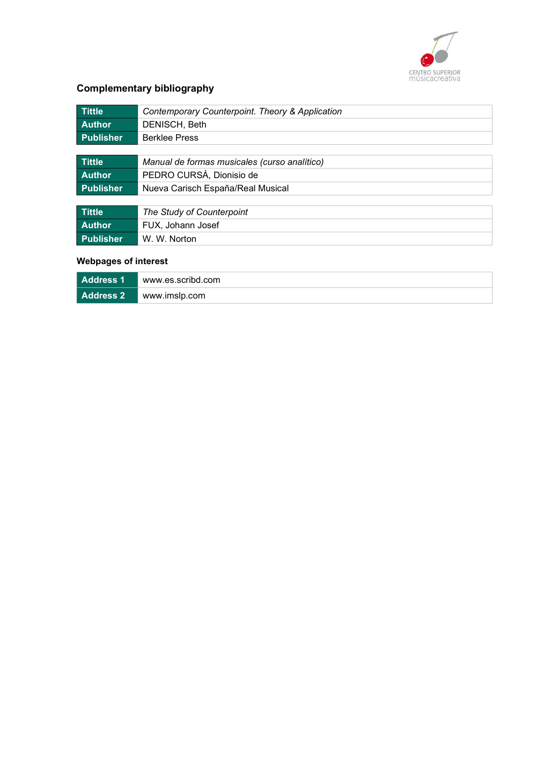## Complementary bibliography

| | |
|---|---|
| **Tittle** | *Contemporary Counterpoint. Theory & Application* |
| **Author** | DENISCH, Beth |
| **Publisher** | Berklee Press |

| | |
|---|---|
| **Tittle** | *Manual de formas musicales (curso analítico)* |
| **Author** | PEDRO CURSÁ, Dionisio de |
| **Publisher** | Nueva Carisch España/Real Musical |

| | |
|---|---|
| **Tittle** | *The Study of Counterpoint* |
| **Author** | FUX, Johann Josef |
| **Publisher** | W. W. Norton |

## Webpages of interest

| | |
|---|---|
| **Address 1** | www.es.scribd.com |
| **Address 2** | www.imslp.com |